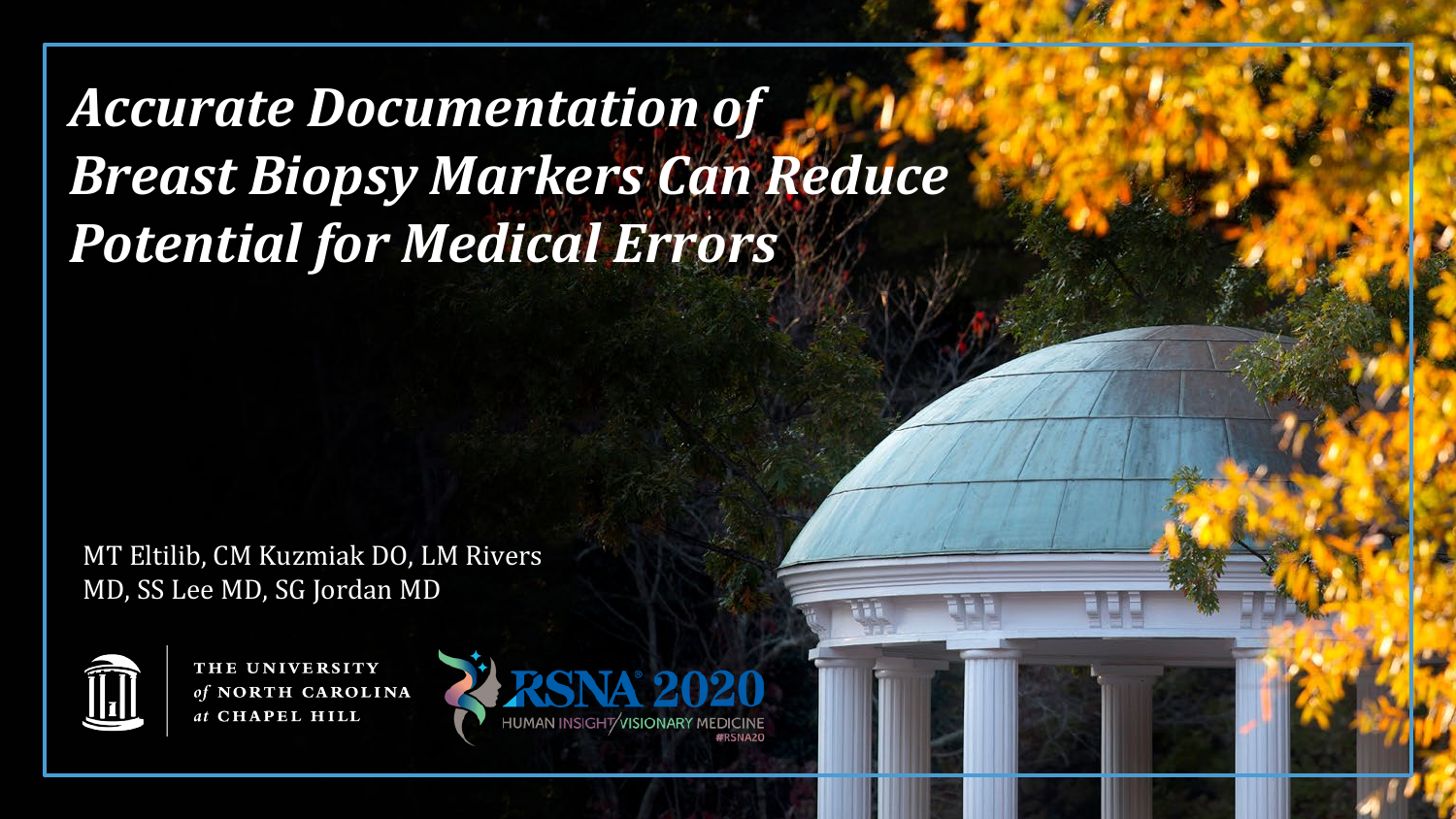# *Accurate Documentation of Breast Biopsy Markers Can Reduce Potential for Medical Errors*

MT Eltilib, CM Kuzmiak DO, LM Rivers MD, SS Lee MD, SG Jordan MD

THE UNIVERSITY *of* NORTH CAROLINA *at* CHAPEL HILL

RSNA 2020
HUMAN INSIGHT/VISIONARY MEDICINE
#RSNA20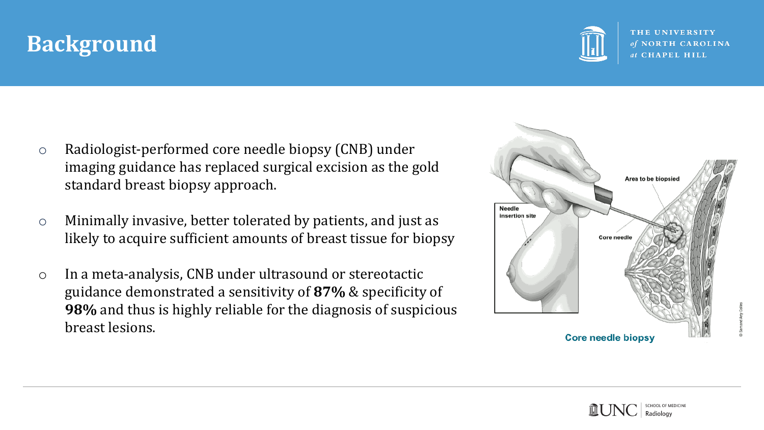# Background

- Radiologist-performed core needle biopsy (CNB) under imaging guidance has replaced surgical excision as the gold standard breast biopsy approach.
- Minimally invasive, better tolerated by patients, and just as likely to acquire sufficient amounts of breast tissue for biopsy
- In a meta-analysis, CNB under ultrasound or stereotactic guidance demonstrated a sensitivity of **87%** & specificity of **98%** and thus is highly reliable for the diagnosis of suspicious breast lesions.

Core needle biopsy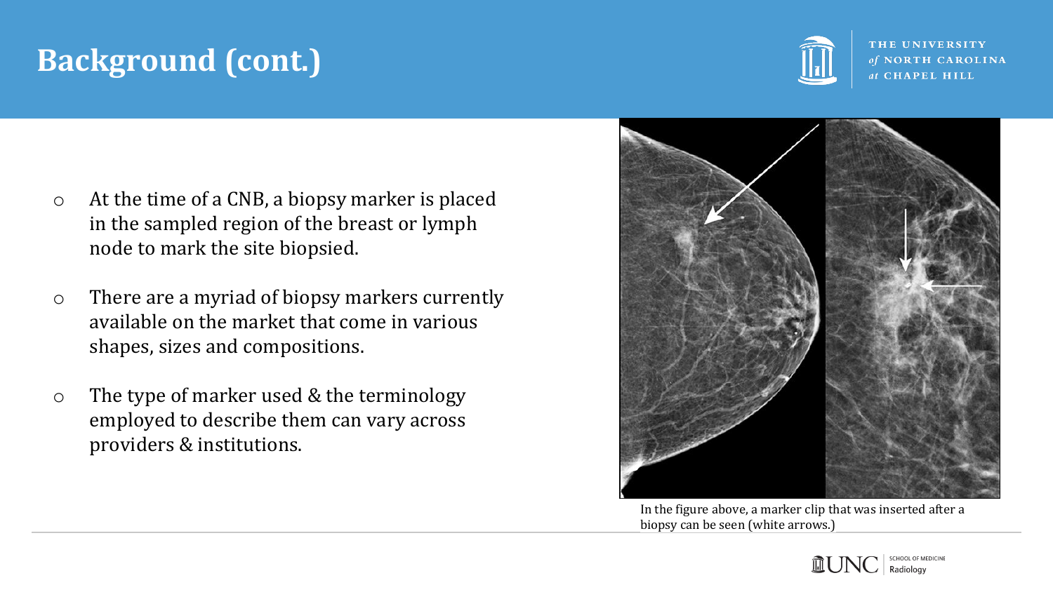# Background (cont.)

- At the time of a CNB, a biopsy marker is placed in the sampled region of the breast or lymph node to mark the site biopsied.
- There are a myriad of biopsy markers currently available on the market that come in various shapes, sizes and compositions.
- The type of marker used & the terminology employed to describe them can vary across providers & institutions.

In the figure above, a marker clip that was inserted after a biopsy can be seen (white arrows.)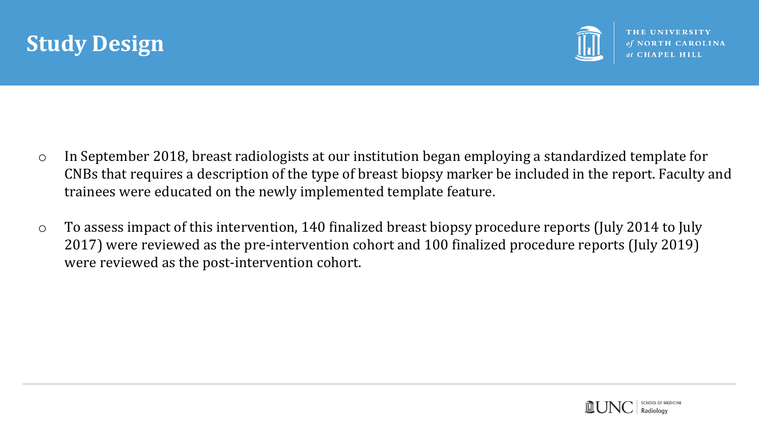## Study Design

- In September 2018, breast radiologists at our institution began employing a standardized template for CNBs that requires a description of the type of breast biopsy marker be included in the report. Faculty and trainees were educated on the newly implemented template feature.
- To assess impact of this intervention, 140 finalized breast biopsy procedure reports (July 2014 to July 2017) were reviewed as the pre-intervention cohort and 100 finalized procedure reports (July 2019) were reviewed as the post-intervention cohort.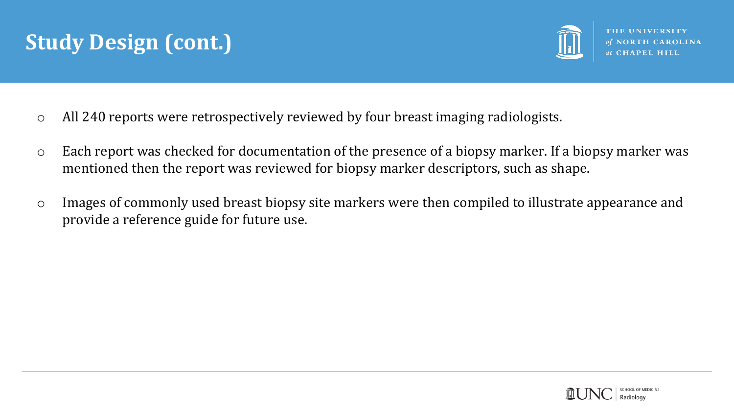# Study Design (cont.)

- All 240 reports were retrospectively reviewed by four breast imaging radiologists.
- Each report was checked for documentation of the presence of a biopsy marker. If a biopsy marker was mentioned then the report was reviewed for biopsy marker descriptors, such as shape.
- Images of commonly used breast biopsy site markers were then compiled to illustrate appearance and provide a reference guide for future use.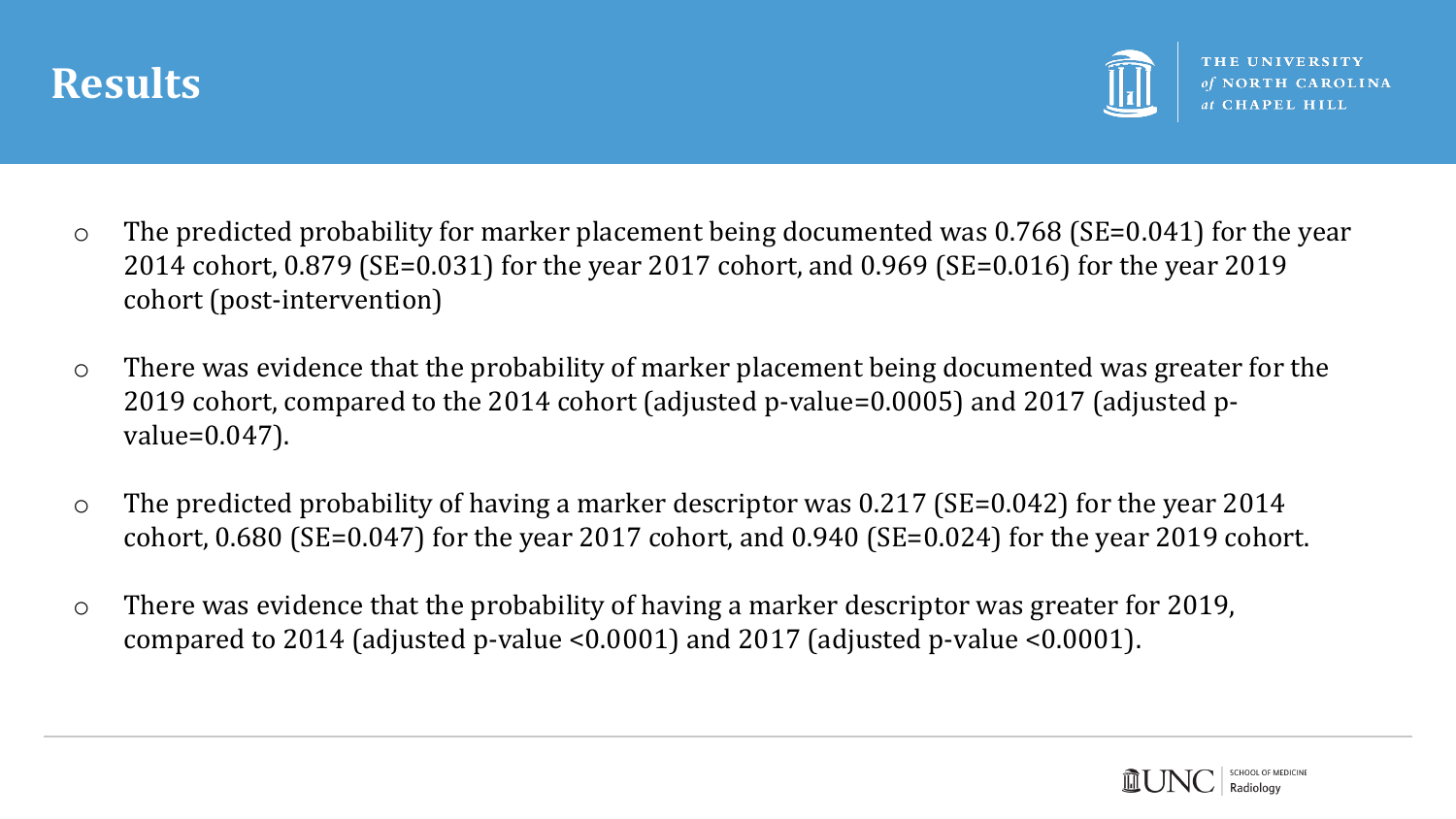# Results

- The predicted probability for marker placement being documented was 0.768 (SE=0.041) for the year 2014 cohort, 0.879 (SE=0.031) for the year 2017 cohort, and 0.969 (SE=0.016) for the year 2019 cohort (post-intervention)
- There was evidence that the probability of marker placement being documented was greater for the 2019 cohort, compared to the 2014 cohort (adjusted p-value=0.0005) and 2017 (adjusted p-value=0.047).
- The predicted probability of having a marker descriptor was 0.217 (SE=0.042) for the year 2014 cohort, 0.680 (SE=0.047) for the year 2017 cohort, and 0.940 (SE=0.024) for the year 2019 cohort.
- There was evidence that the probability of having a marker descriptor was greater for 2019, compared to 2014 (adjusted p-value <0.0001) and 2017 (adjusted p-value <0.0001).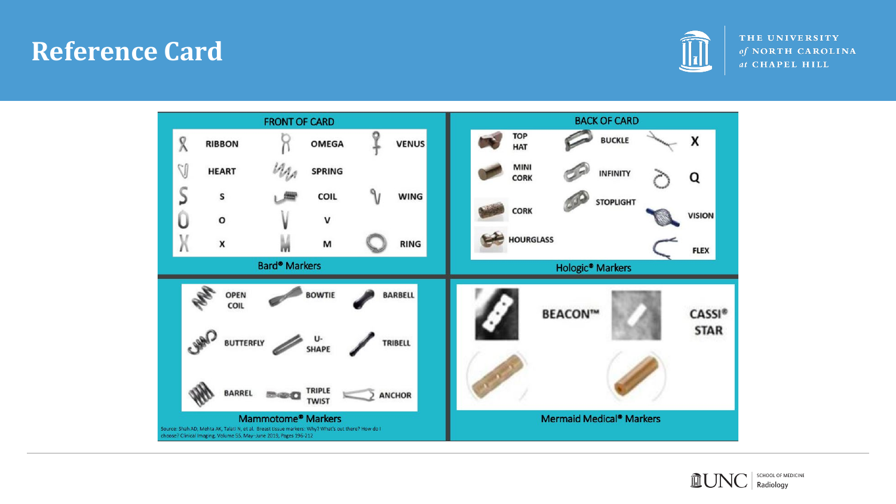# Reference Card

## FRONT OF CARD

| | | |
|---|---|---|
| RIBBON | OMEGA | VENUS |
| HEART | SPRING | |
| S | COIL | WING |
| O | V | |
| X | M | RING |

Bard® Markers

## BACK OF CARD

| | | |
|---|---|---|
| TOP HAT | BUCKLE | X |
| MINI CORK | INFINITY | Q |
| CORK | STOPLIGHT | VISION |
| HOURGLASS | | FLEX |

Hologic® Markers

| | | |
|---|---|---|
| OPEN COIL | BOWTIE | BARBELL |
| BUTTERFLY | U-SHAPE | TRIBELL |
| BARREL | TRIPLE TWIST | ANCHOR |

Mammotome® Markers

| | |
|---|---|
| BEACON™ | CASSI® STAR |

Mermaid Medical® Markers

Source: Shah AD, Mehta AK, Talati N, et al. Breast tissue markers: Why? What's out there? How do I choose? Clinical Imaging, Volume 55, May–June 2019, Pages 196-212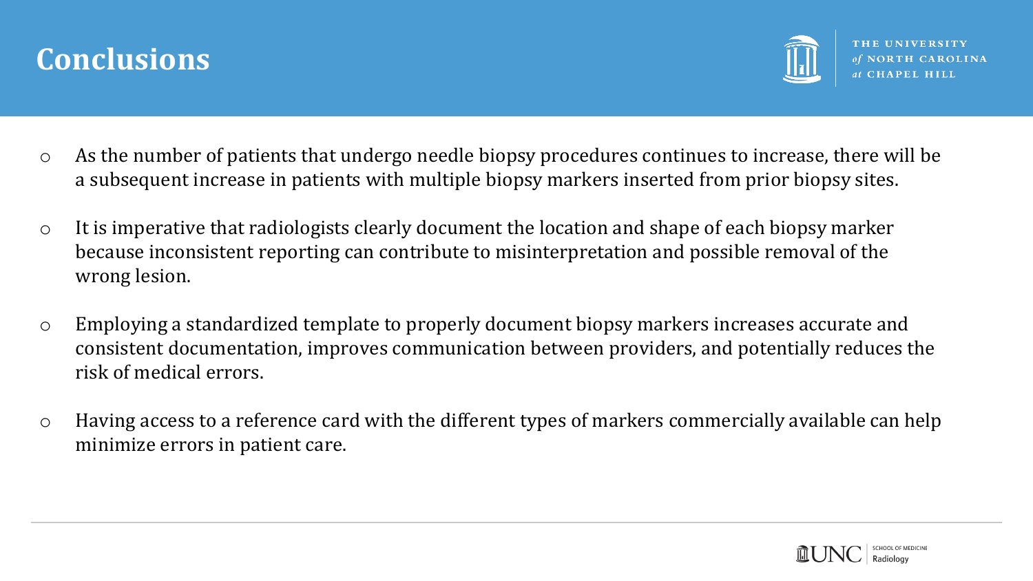# Conclusions

- As the number of patients that undergo needle biopsy procedures continues to increase, there will be a subsequent increase in patients with multiple biopsy markers inserted from prior biopsy sites.
- It is imperative that radiologists clearly document the location and shape of each biopsy marker because inconsistent reporting can contribute to misinterpretation and possible removal of the wrong lesion.
- Employing a standardized template to properly document biopsy markers increases accurate and consistent documentation, improves communication between providers, and potentially reduces the risk of medical errors.
- Having access to a reference card with the different types of markers commercially available can help minimize errors in patient care.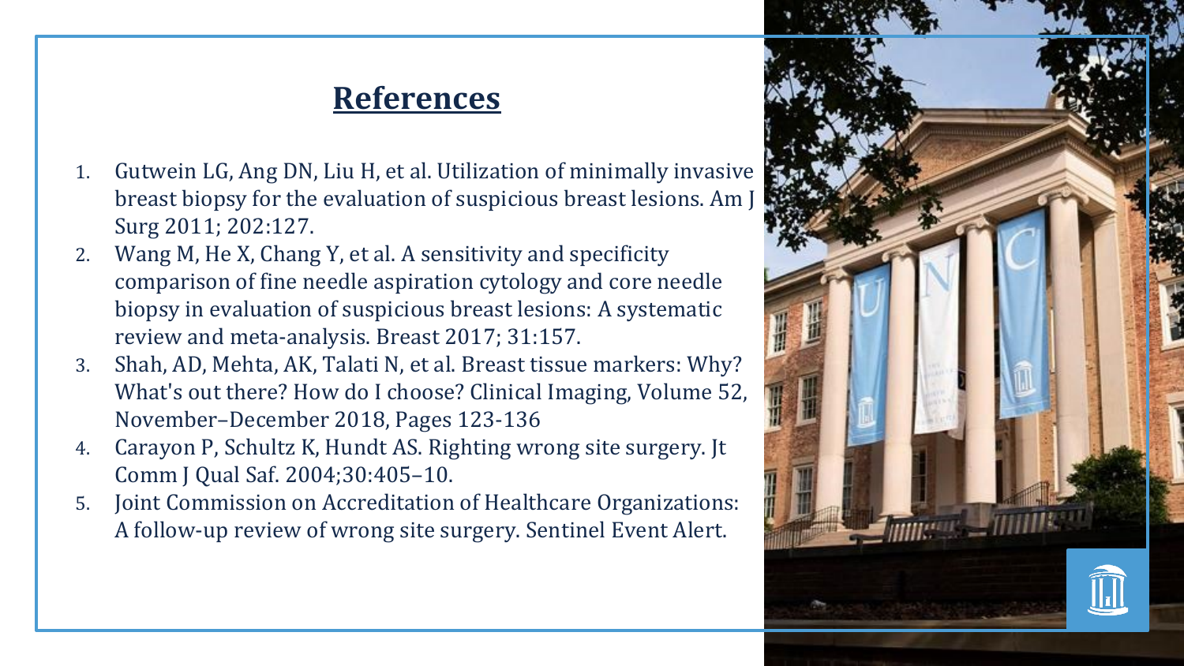## References

1. Gutwein LG, Ang DN, Liu H, et al. Utilization of minimally invasive breast biopsy for the evaluation of suspicious breast lesions. Am J Surg 2011; 202:127.
2. Wang M, He X, Chang Y, et al. A sensitivity and specificity comparison of fine needle aspiration cytology and core needle biopsy in evaluation of suspicious breast lesions: A systematic review and meta-analysis. Breast 2017; 31:157.
3. Shah, AD, Mehta, AK, Talati N, et al. Breast tissue markers: Why? What's out there? How do I choose? Clinical Imaging, Volume 52, November–December 2018, Pages 123-136
4. Carayon P, Schultz K, Hundt AS. Righting wrong site surgery. Jt Comm J Qual Saf. 2004;30:405–10.
5. Joint Commission on Accreditation of Healthcare Organizations: A follow-up review of wrong site surgery. Sentinel Event Alert.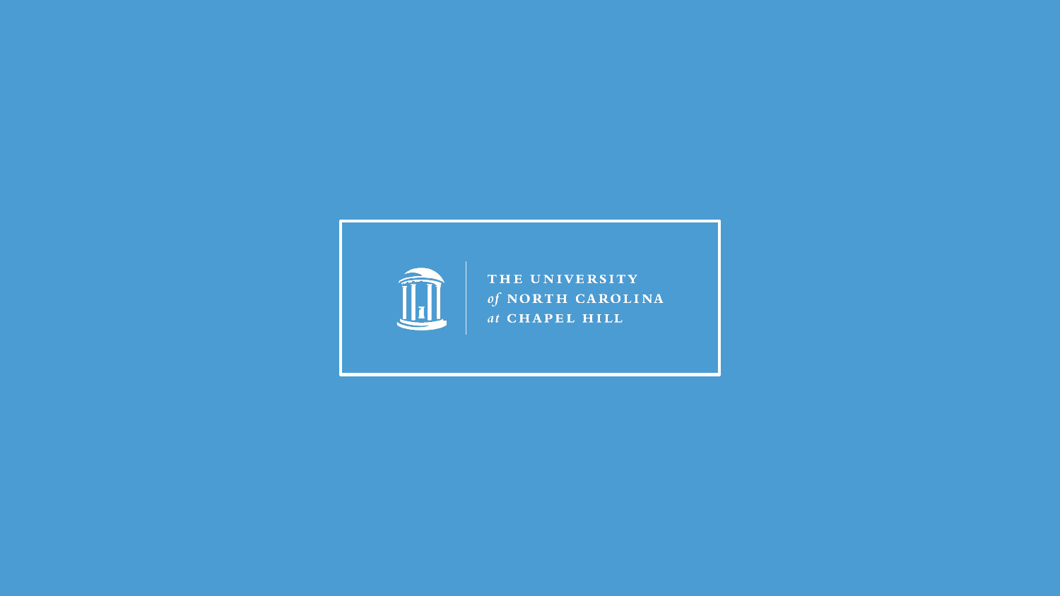THE UNIVERSITY
*of* NORTH CAROLINA
*at* CHAPEL HILL